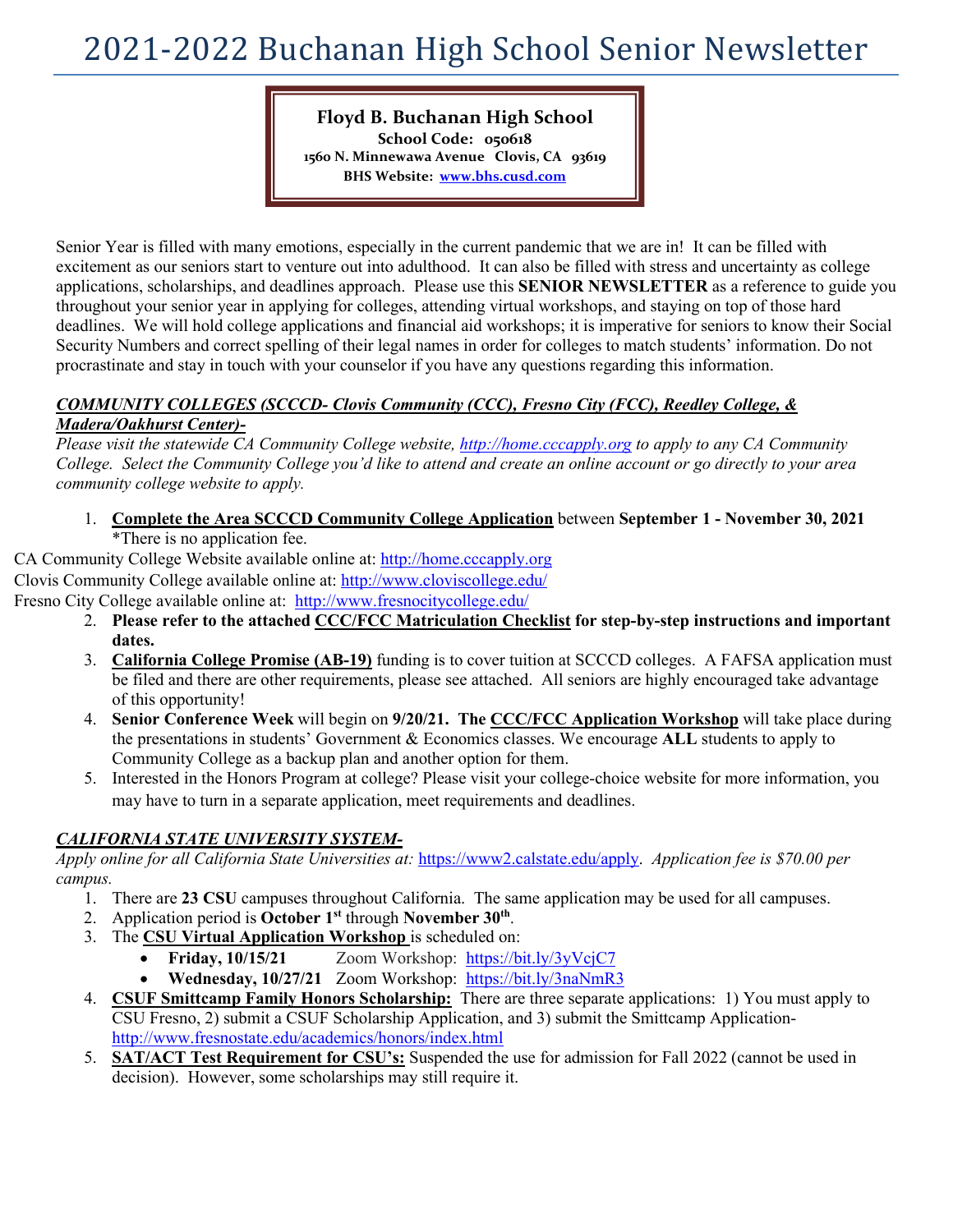# 2021-2022 Buchanan High School Senior Newsletter

**Floyd B. Buchanan High School**
**School Code: 050618**
**1560 N. Minnewawa Avenue Clovis, CA 93619**
**BHS Website: [www.bhs.cusd.com](http://www.bhs.cusd.com)**

Senior Year is filled with many emotions, especially in the current pandemic that we are in! It can be filled with excitement as our seniors start to venture out into adulthood. It can also be filled with stress and uncertainty as college applications, scholarships, and deadlines approach. Please use this **SENIOR NEWSLETTER** as a reference to guide you throughout your senior year in applying for colleges, attending virtual workshops, and staying on top of those hard deadlines. We will hold college applications and financial aid workshops; it is imperative for seniors to know their Social Security Numbers and correct spelling of their legal names in order for colleges to match students' information. Do not procrastinate and stay in touch with your counselor if you have any questions regarding this information.

***COMMUNITY COLLEGES (SCCCD- Clovis Community (CCC), Fresno City (FCC), Reedley College, & Madera/Oakhurst Center)-***

*Please visit the statewide CA Community College website, http://home.cccapply.org to apply to any CA Community College. Select the Community College you'd like to attend and create an online account or go directly to your area community college website to apply.*

1. **Complete the Area SCCCD Community College Application** between **September 1 - November 30, 2021** *There is no application fee.

CA Community College Website available online at: http://home.cccapply.org
Clovis Community College available online at: http://www.cloviscollege.edu/
Fresno City College available online at: http://www.fresnocitycollege.edu/

2. **Please refer to the attached CCC/FCC Matriculation Checklist for step-by-step instructions and important dates.**
3. **California College Promise (AB-19)** funding is to cover tuition at SCCCD colleges. A FAFSA application must be filed and there are other requirements, please see attached. All seniors are highly encouraged take advantage of this opportunity!
4. **Senior Conference Week** will begin on **9/20/21. The CCC/FCC Application Workshop** will take place during the presentations in students' Government & Economics classes. We encourage **ALL** students to apply to Community College as a backup plan and another option for them.
5. Interested in the Honors Program at college? Please visit your college-choice website for more information, you may have to turn in a separate application, meet requirements and deadlines.

***CALIFORNIA STATE UNIVERSITY SYSTEM-***

*Apply online for all California State Universities at:* https://www2.calstate.edu/apply. *Application fee is $70.00 per campus.*

1. There are **23 CSU** campuses throughout California. The same application may be used for all campuses.
2. Application period is **October 1st** through **November 30th**.
3. The **CSU Virtual Application Workshop** is scheduled on:
   - **Friday, 10/15/21** Zoom Workshop: https://bit.ly/3yVcjC7
   - **Wednesday, 10/27/21** Zoom Workshop: https://bit.ly/3naNmR3
4. **CSUF Smittcamp Family Honors Scholarship:** There are three separate applications: 1) You must apply to CSU Fresno, 2) submit a CSUF Scholarship Application, and 3) submit the Smittcamp Application- http://www.fresnostate.edu/academics/honors/index.html
5. **SAT/ACT Test Requirement for CSU's:** Suspended the use for admission for Fall 2022 (cannot be used in decision). However, some scholarships may still require it.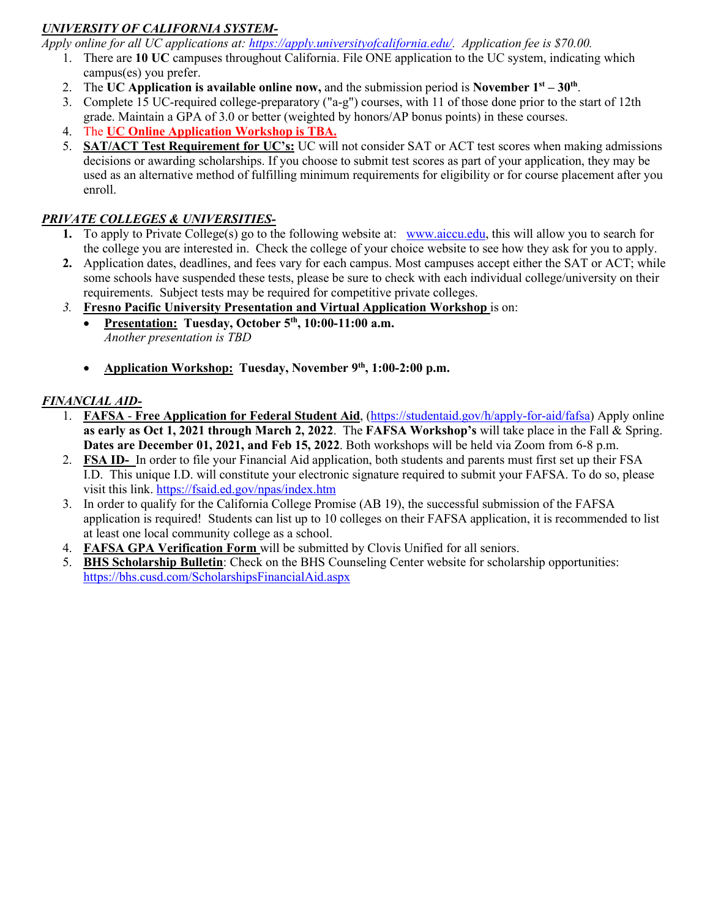***UNIVERSITY OF CALIFORNIA SYSTEM-***

*Apply online for all UC applications at: [https://apply.universityofcalifornia.edu/](https://apply.universityofcalifornia.edu/). Application fee is $70.00.*

1. There are **10 UC** campuses throughout California. File ONE application to the UC system, indicating which campus(es) you prefer.
2. The **UC Application is available online now,** and the submission period is **November 1st – 30th**.
3. Complete 15 UC-required college-preparatory ("a-g") courses, with 11 of those done prior to the start of 12th grade. Maintain a GPA of 3.0 or better (weighted by honors/AP bonus points) in these courses.
4. The **UC Online Application Workshop is TBA.**
5. **SAT/ACT Test Requirement for UC's:** UC will not consider SAT or ACT test scores when making admissions decisions or awarding scholarships. If you choose to submit test scores as part of your application, they may be used as an alternative method of fulfilling minimum requirements for eligibility or for course placement after you enroll.

***PRIVATE COLLEGES & UNIVERSITIES-***

1. To apply to Private College(s) go to the following website at: [www.aiccu.edu](www.aiccu.edu), this will allow you to search for the college you are interested in. Check the college of your choice website to see how they ask for you to apply.
2. Application dates, deadlines, and fees vary for each campus. Most campuses accept either the SAT or ACT; while some schools have suspended these tests, please be sure to check with each individual college/university on their requirements. Subject tests may be required for competitive private colleges.
3. **Fresno Pacific University Presentation and Virtual Application Workshop** is on:
   - **Presentation: Tuesday, October 5th, 10:00-11:00 a.m.**
     *Another presentation is TBD*
   - **Application Workshop: Tuesday, November 9th, 1:00-2:00 p.m.**

***FINANCIAL AID-***

1. **FAFSA - Free Application for Federal Student Aid**, ([https://studentaid.gov/h/apply-for-aid/fafsa](https://studentaid.gov/h/apply-for-aid/fafsa)) Apply online **as early as Oct 1, 2021 through March 2, 2022**. The **FAFSA Workshop's** will take place in the Fall & Spring. **Dates are December 01, 2021, and Feb 15, 2022**. Both workshops will be held via Zoom from 6-8 p.m.
2. **FSA ID-** In order to file your Financial Aid application, both students and parents must first set up their FSA I.D. This unique I.D. will constitute your electronic signature required to submit your FAFSA. To do so, please visit this link. [https://fsaid.ed.gov/npas/index.htm](https://fsaid.ed.gov/npas/index.htm)
3. In order to qualify for the California College Promise (AB 19), the successful submission of the FAFSA application is required! Students can list up to 10 colleges on their FAFSA application, it is recommended to list at least one local community college as a school.
4. **FAFSA GPA Verification Form** will be submitted by Clovis Unified for all seniors.
5. **BHS Scholarship Bulletin**: Check on the BHS Counseling Center website for scholarship opportunities: [https://bhs.cusd.com/ScholarshipsFinancialAid.aspx](https://bhs.cusd.com/ScholarshipsFinancialAid.aspx)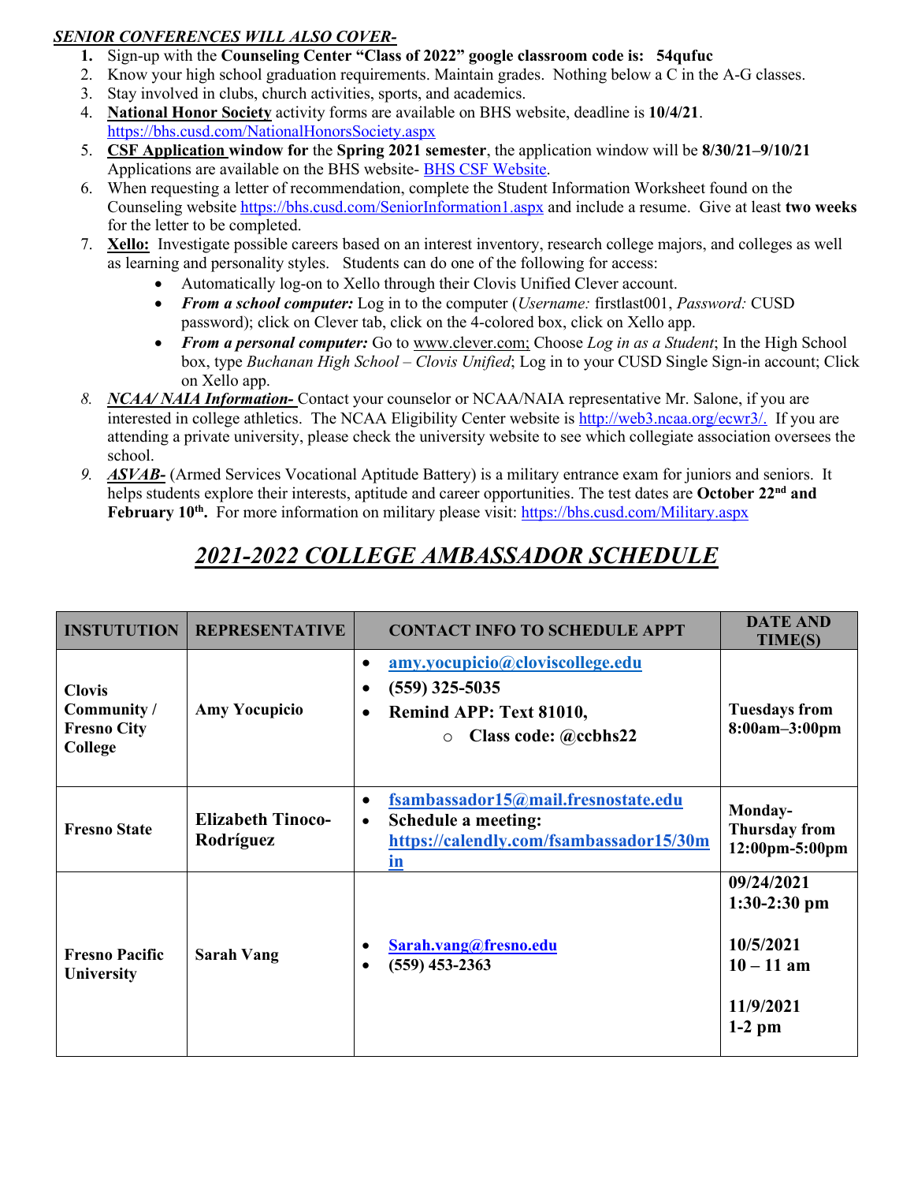***SENIOR CONFERENCES WILL ALSO COVER-***

1. Sign-up with the **Counseling Center "Class of 2022" google classroom code is: 54qufuc**
2. Know your high school graduation requirements. Maintain grades. Nothing below a C in the A-G classes.
3. Stay involved in clubs, church activities, sports, and academics.
4. **National Honor Society** activity forms are available on BHS website, deadline is **10/4/21**. https://bhs.cusd.com/NationalHonorsSociety.aspx
5. **CSF Application window for** the **Spring 2021 semester**, the application window will be **8/30/21–9/10/21** Applications are available on the BHS website- BHS CSF Website.
6. When requesting a letter of recommendation, complete the Student Information Worksheet found on the Counseling website https://bhs.cusd.com/SeniorInformation1.aspx and include a resume. Give at least **two weeks** for the letter to be completed.
7. **Xello:** Investigate possible careers based on an interest inventory, research college majors, and colleges as well as learning and personality styles. Students can do one of the following for access:
   - Automatically log-on to Xello through their Clovis Unified Clever account.
   - ***From a school computer:*** Log in to the computer (*Username:* firstlast001, *Password:* CUSD password); click on Clever tab, click on the 4-colored box, click on Xello app.
   - ***From a personal computer:*** Go to www.clever.com; Choose *Log in as a Student*; In the High School box, type *Buchanan High School – Clovis Unified*; Log in to your CUSD Single Sign-in account; Click on Xello app.
8. ***NCAA/ NAIA Information-*** Contact your counselor or NCAA/NAIA representative Mr. Salone, if you are interested in college athletics. The NCAA Eligibility Center website is http://web3.ncaa.org/ecwr3/. If you are attending a private university, please check the university website to see which collegiate association oversees the school.
9. ***ASVAB-*** (Armed Services Vocational Aptitude Battery) is a military entrance exam for juniors and seniors. It helps students explore their interests, aptitude and career opportunities. The test dates are **October 22nd and February 10th.** For more information on military please visit: https://bhs.cusd.com/Military.aspx

## 2021-2022 COLLEGE AMBASSADOR SCHEDULE

| INSTUTUTION | REPRESENTATIVE | CONTACT INFO TO SCHEDULE APPT | DATE AND TIME(S) |
|---|---|---|---|
| **Clovis Community / Fresno City College** | **Amy Yocupicio** | • **amy.yocupicio@cloviscollege.edu**<br>• **(559) 325-5035**<br>• **Remind APP: Text 81010,**<br>  ○ **Class code: @ccbhs22** | **Tuesdays from 8:00am–3:00pm** |
| **Fresno State** | **Elizabeth Tinoco-Rodríguez** | • **fsambassador15@mail.fresnostate.edu**<br>• **Schedule a meeting: https://calendly.com/fsambassador15/30min** | **Monday-Thursday from 12:00pm-5:00pm** |
| **Fresno Pacific University** | **Sarah Vang** | • **Sarah.vang@fresno.edu**<br>• **(559) 453-2363** | **09/24/2021 1:30-2:30 pm**<br><br>**10/5/2021 10 – 11 am**<br><br>**11/9/2021 1-2 pm** |